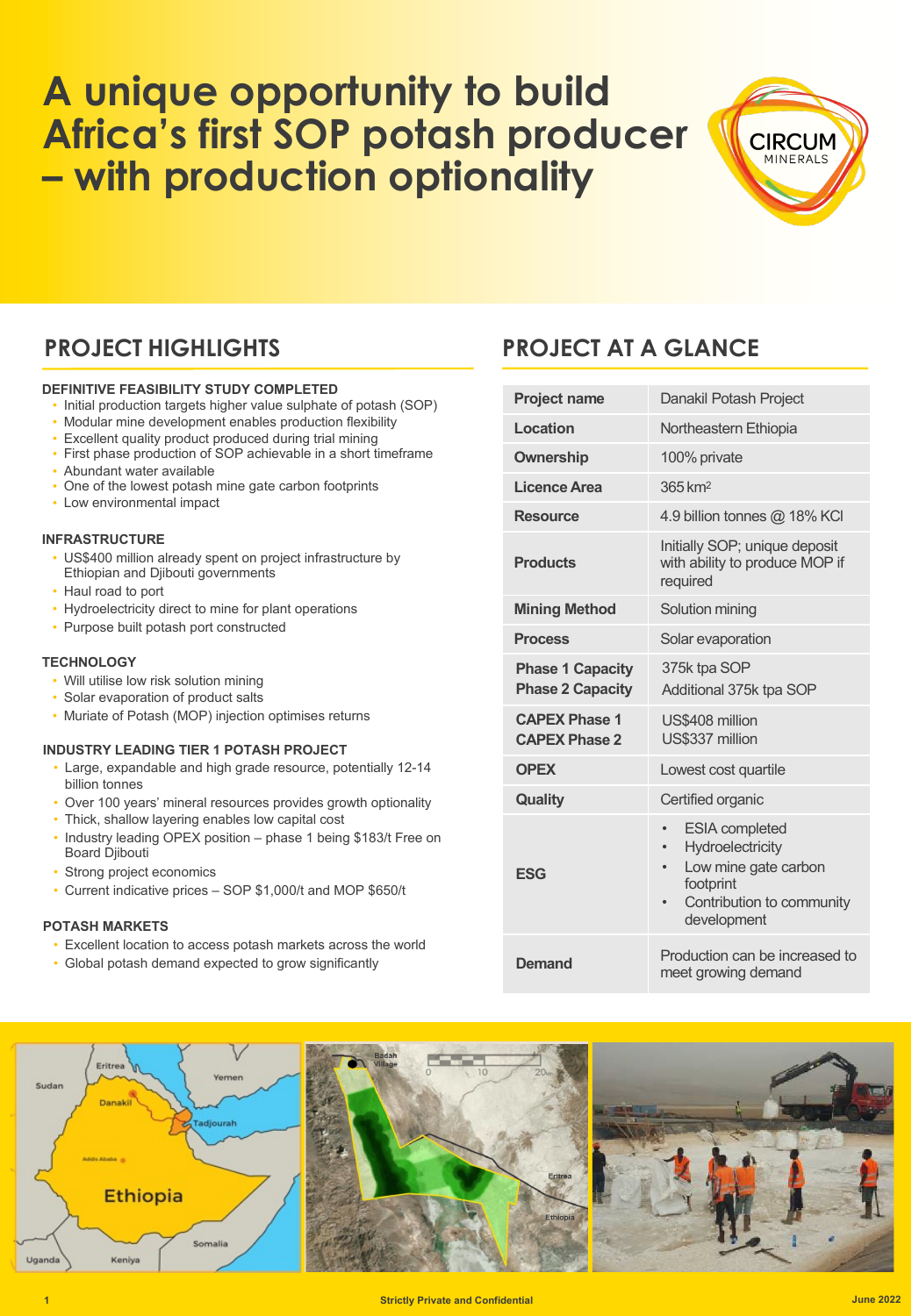# A unique opportunity to build Africa's first SOP potash producer – with production optionality

CIRCUM MINERALS

## PROJECT HIGHLIGHTS

### DEFINITIVE FEASIBILITY STUDY COMPLETED

- Initial production targets higher value sulphate of potash (SOP)
- Modular mine development enables production flexibility
- Excellent quality product produced during trial mining
- First phase production of SOP achievable in a short timeframe
- Abundant water available
- One of the lowest potash mine gate carbon footprints
- Low environmental impact

### INFRASTRUCTURE

- US$400 million already spent on project infrastructure by Ethiopian and Djibouti governments
- Haul road to port
- Hydroelectricity direct to mine for plant operations
- Purpose built potash port constructed

### TECHNOLOGY

- Will utilise low risk solution mining
- Solar evaporation of product salts
- Muriate of Potash (MOP) injection optimises returns

### INDUSTRY LEADING TIER 1 POTASH PROJECT

- Large, expandable and high grade resource, potentially 12-14 billion tonnes
- Over 100 years' mineral resources provides growth optionality
- Thick, shallow layering enables low capital cost
- Industry leading OPEX position – phase 1 being $183/t Free on Board Djibouti
- Strong project economics
- Current indicative prices – SOP $1,000/t and MOP $650/t

### POTASH MARKETS

- Excellent location to access potash markets across the world
- Global potash demand expected to grow significantly

## PROJECT AT A GLANCE

| | |
|---|---|
| **Project name** | Danakil Potash Project |
| **Location** | Northeastern Ethiopia |
| **Ownership** | 100% private |
| **Licence Area** | 365 km$^2$ |
| **Resource** | 4.9 billion tonnes @ 18% KCl |
| **Products** | Initially SOP; unique deposit with ability to produce MOP if required |
| **Mining Method** | Solution mining |
| **Process** | Solar evaporation |
| **Phase 1 Capacity**<br>**Phase 2 Capacity** | 375k tpa SOP<br>Additional 375k tpa SOP |
| **CAPEX Phase 1**<br>**CAPEX Phase 2** | US$408 million<br>US$337 million |
| **OPEX** | Lowest cost quartile |
| **Quality** | Certified organic |
| **ESG** | • ESIA completed<br>• Hydroelectricity<br>• Low mine gate carbon footprint<br>• Contribution to community development |
| **Demand** | Production can be increased to meet growing demand |

Strictly Private and Confidential

June 2022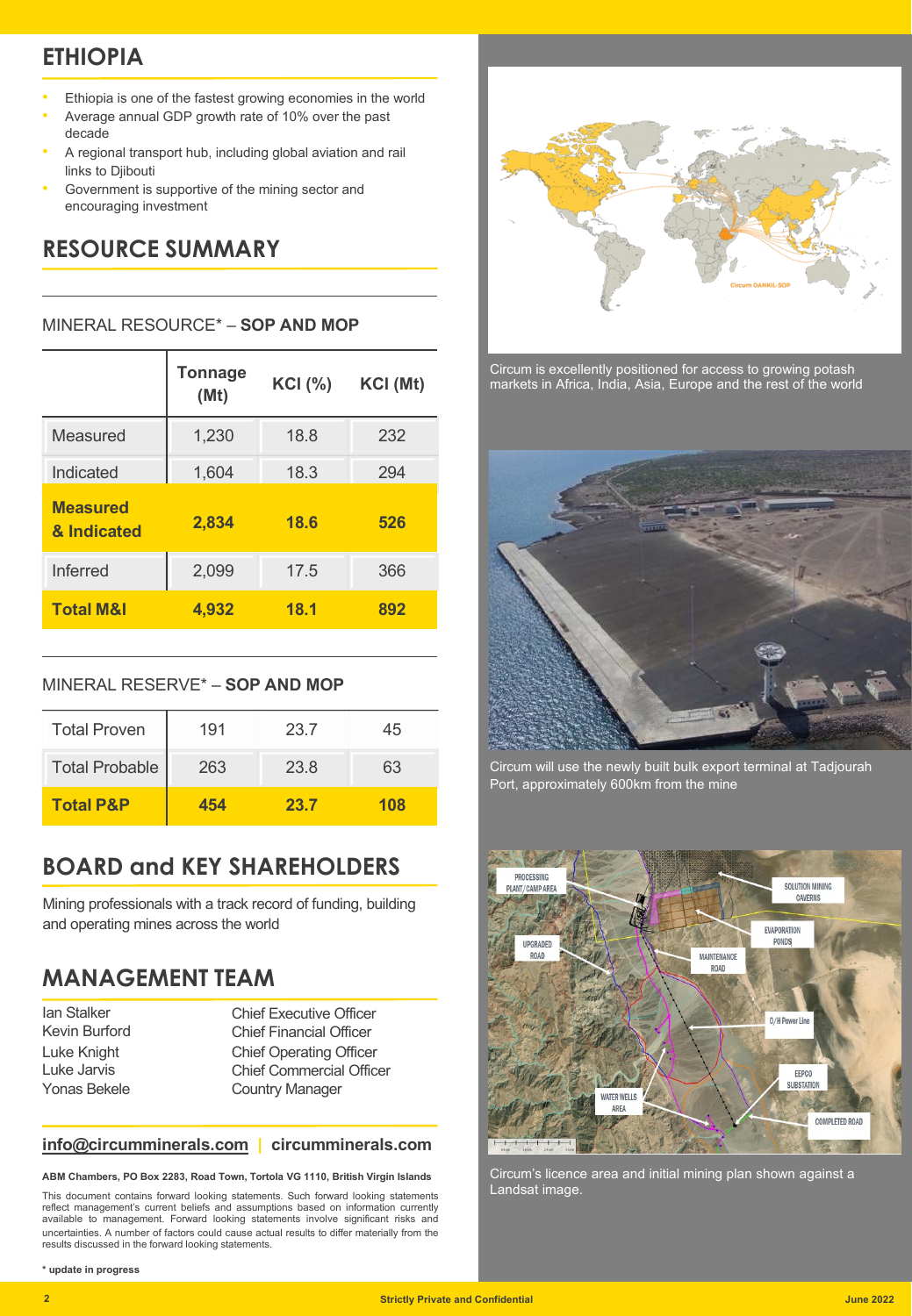# ETHIOPIA

- Ethiopia is one of the fastest growing economies in the world
- Average annual GDP growth rate of 10% over the past decade
- A regional transport hub, including global aviation and rail links to Djibouti
- Government is supportive of the mining sector and encouraging investment

# RESOURCE SUMMARY

MINERAL RESOURCE* – **SOP AND MOP**

| | Tonnage (Mt) | KCl (%) | KCl (Mt) |
|---|---|---|---|
| Measured | 1,230 | 18.8 | 232 |
| Indicated | 1,604 | 18.3 | 294 |
| **Measured & Indicated** | **2,834** | **18.6** | **526** |
| Inferred | 2,099 | 17.5 | 366 |
| **Total M&I** | **4,932** | **18.1** | **892** |

MINERAL RESERVE* – **SOP AND MOP**

| | | | |
|---|---|---|---|
| Total Proven | 191 | 23.7 | 45 |
| Total Probable | 263 | 23.8 | 63 |
| **Total P&P** | **454** | **23.7** | **108** |

Circum is excellently positioned for access to growing potash markets in Africa, India, Asia, Europe and the rest of the world

Circum will use the newly built bulk export terminal at Tadjourah Port, approximately 600km from the mine

# BOARD and KEY SHAREHOLDERS

Mining professionals with a track record of funding, building and operating mines across the world

# MANAGEMENT TEAM

| | |
|---|---|
| Ian Stalker | Chief Executive Officer |
| Kevin Burford | Chief Financial Officer |
| Luke Knight | Chief Operating Officer |
| Luke Jarvis | Chief Commercial Officer |
| Yonas Bekele | Country Manager |

Circum's licence area and initial mining plan shown against a Landsat image.

**info@circumminerals.com | circumminerals.com**

**ABM Chambers, PO Box 2283, Road Town, Tortola VG 1110, British Virgin Islands**

This document contains forward looking statements. Such forward looking statements reflect management's current beliefs and assumptions based on information currently available to management. Forward looking statements involve significant risks and uncertainties. A number of factors could cause actual results to differ materially from the results discussed in the forward looking statements.

**\* update in progress**

**Strictly Private and Confidential**

**June 2022**